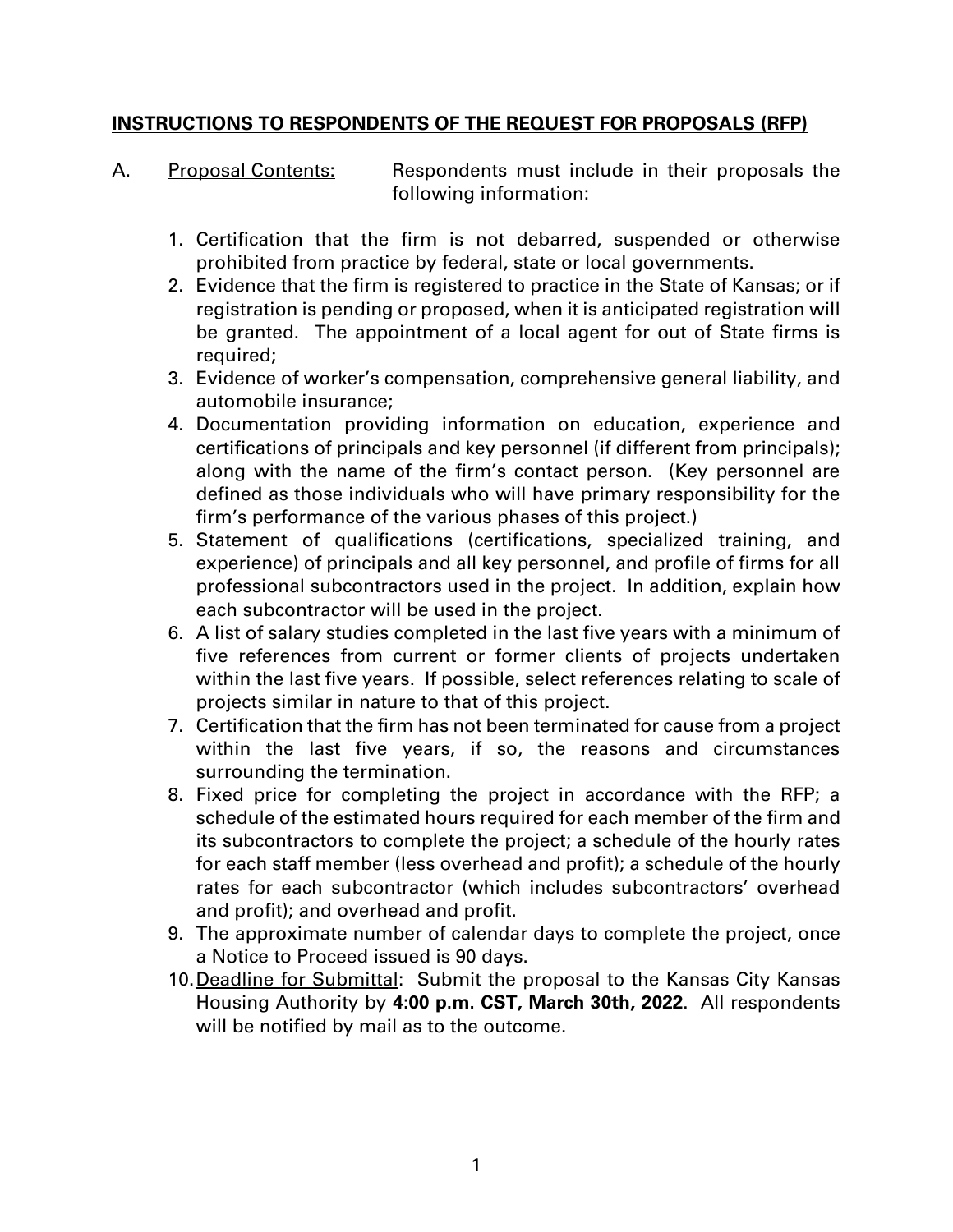## **INSTRUCTIONS TO RESPONDENTS OF THE REQUEST FOR PROPOSALS (RFP)**

A. Proposal Contents: Respondents must include in their proposals the following information:

1. Certification that the firm is not debarred, suspended or otherwise prohibited from practice by federal, state or local governments.
2. Evidence that the firm is registered to practice in the State of Kansas; or if registration is pending or proposed, when it is anticipated registration will be granted. The appointment of a local agent for out of State firms is required;
3. Evidence of worker's compensation, comprehensive general liability, and automobile insurance;
4. Documentation providing information on education, experience and certifications of principals and key personnel (if different from principals); along with the name of the firm's contact person. (Key personnel are defined as those individuals who will have primary responsibility for the firm's performance of the various phases of this project.)
5. Statement of qualifications (certifications, specialized training, and experience) of principals and all key personnel, and profile of firms for all professional subcontractors used in the project. In addition, explain how each subcontractor will be used in the project.
6. A list of salary studies completed in the last five years with a minimum of five references from current or former clients of projects undertaken within the last five years. If possible, select references relating to scale of projects similar in nature to that of this project.
7. Certification that the firm has not been terminated for cause from a project within the last five years, if so, the reasons and circumstances surrounding the termination.
8. Fixed price for completing the project in accordance with the RFP; a schedule of the estimated hours required for each member of the firm and its subcontractors to complete the project; a schedule of the hourly rates for each staff member (less overhead and profit); a schedule of the hourly rates for each subcontractor (which includes subcontractors' overhead and profit); and overhead and profit.
9. The approximate number of calendar days to complete the project, once a Notice to Proceed issued is 90 days.
10. Deadline for Submittal: Submit the proposal to the Kansas City Kansas Housing Authority by **4:00 p.m. CST, March 30th, 2022**. All respondents will be notified by mail as to the outcome.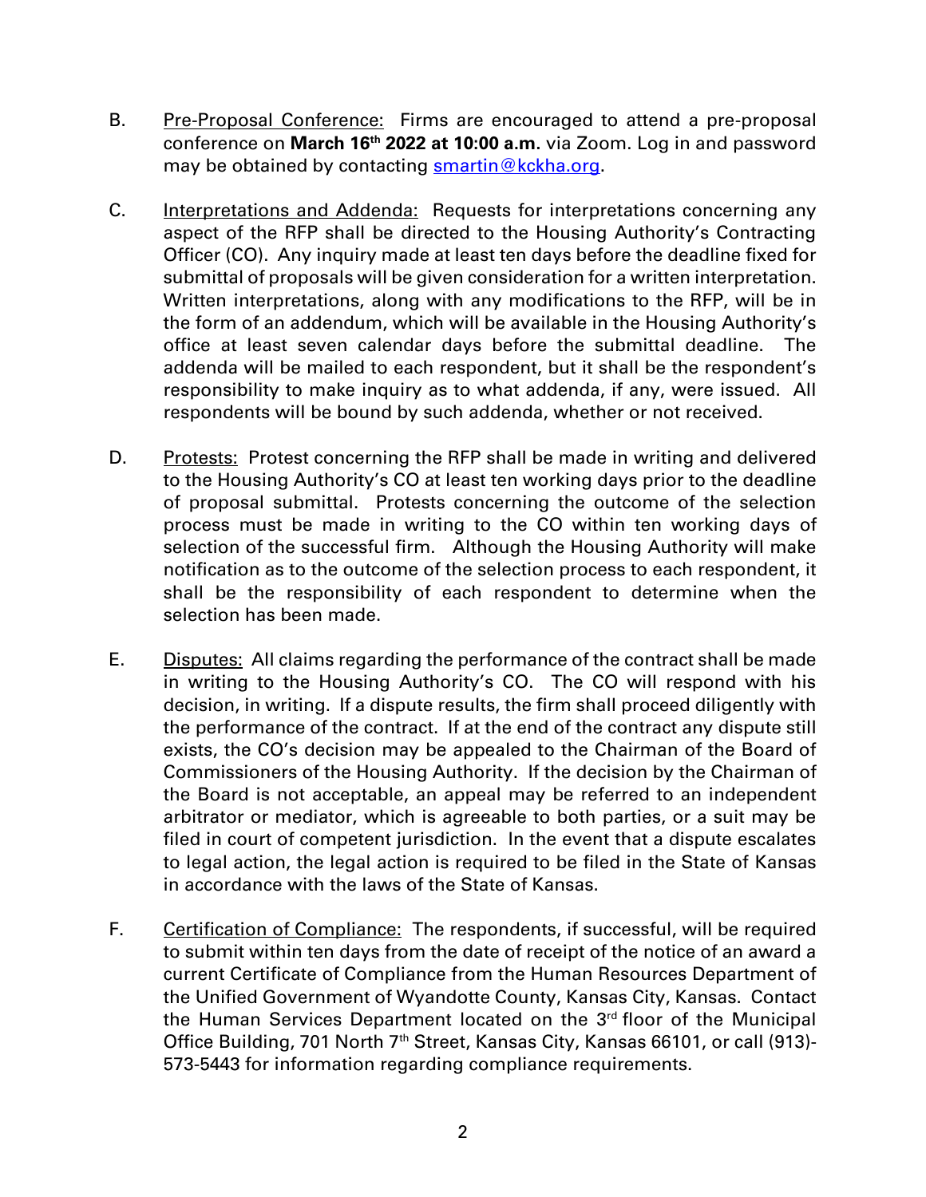B. Pre-Proposal Conference: Firms are encouraged to attend a pre-proposal conference on **March 16th 2022 at 10:00 a.m.** via Zoom. Log in and password may be obtained by contacting smartin@kckha.org.

C. Interpretations and Addenda: Requests for interpretations concerning any aspect of the RFP shall be directed to the Housing Authority's Contracting Officer (CO). Any inquiry made at least ten days before the deadline fixed for submittal of proposals will be given consideration for a written interpretation. Written interpretations, along with any modifications to the RFP, will be in the form of an addendum, which will be available in the Housing Authority's office at least seven calendar days before the submittal deadline. The addenda will be mailed to each respondent, but it shall be the respondent's responsibility to make inquiry as to what addenda, if any, were issued. All respondents will be bound by such addenda, whether or not received.

D. Protests: Protest concerning the RFP shall be made in writing and delivered to the Housing Authority's CO at least ten working days prior to the deadline of proposal submittal. Protests concerning the outcome of the selection process must be made in writing to the CO within ten working days of selection of the successful firm. Although the Housing Authority will make notification as to the outcome of the selection process to each respondent, it shall be the responsibility of each respondent to determine when the selection has been made.

E. Disputes: All claims regarding the performance of the contract shall be made in writing to the Housing Authority's CO. The CO will respond with his decision, in writing. If a dispute results, the firm shall proceed diligently with the performance of the contract. If at the end of the contract any dispute still exists, the CO's decision may be appealed to the Chairman of the Board of Commissioners of the Housing Authority. If the decision by the Chairman of the Board is not acceptable, an appeal may be referred to an independent arbitrator or mediator, which is agreeable to both parties, or a suit may be filed in court of competent jurisdiction. In the event that a dispute escalates to legal action, the legal action is required to be filed in the State of Kansas in accordance with the laws of the State of Kansas.

F. Certification of Compliance: The respondents, if successful, will be required to submit within ten days from the date of receipt of the notice of an award a current Certificate of Compliance from the Human Resources Department of the Unified Government of Wyandotte County, Kansas City, Kansas. Contact the Human Services Department located on the 3rd floor of the Municipal Office Building, 701 North 7th Street, Kansas City, Kansas 66101, or call (913)-573-5443 for information regarding compliance requirements.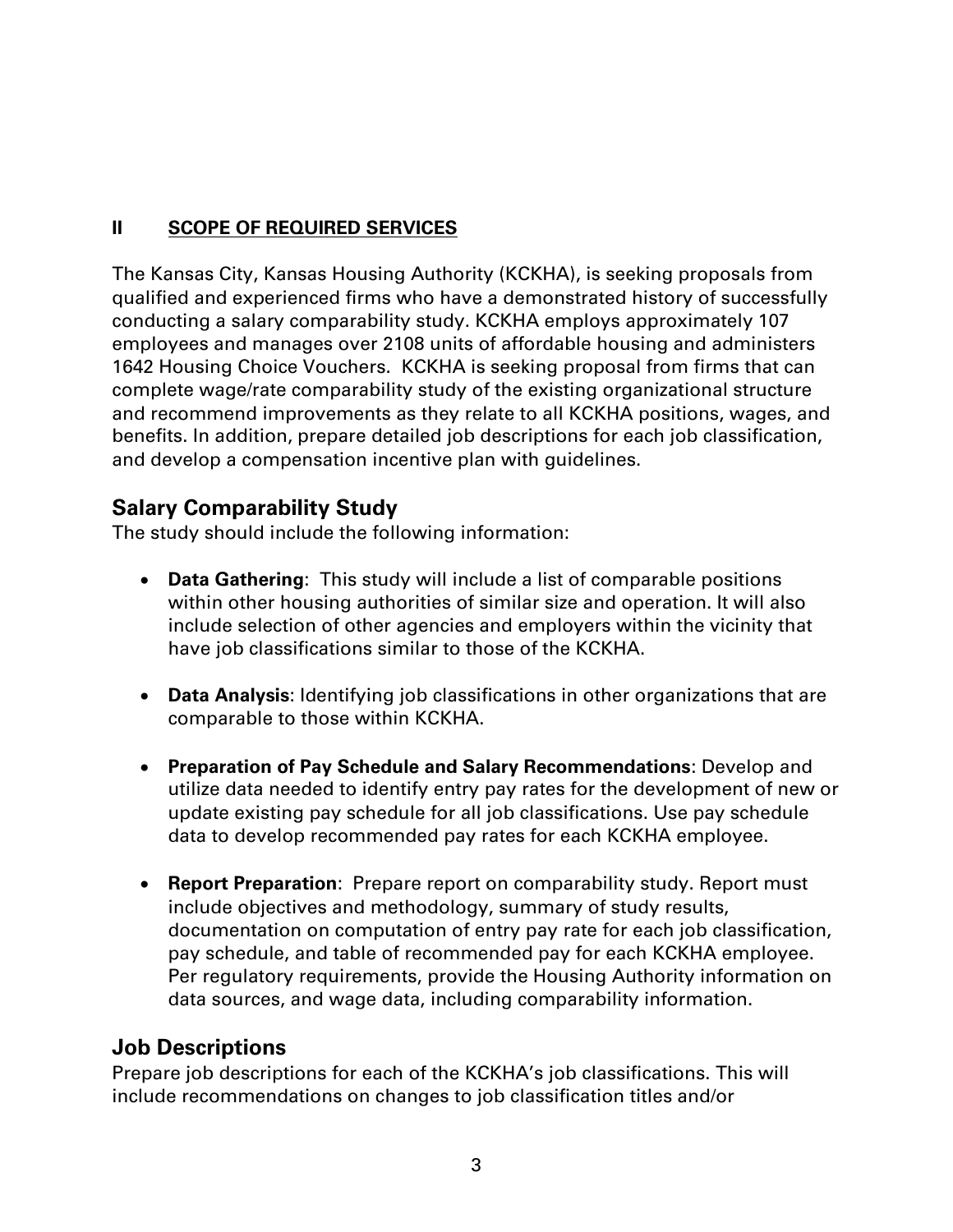## II SCOPE OF REQUIRED SERVICES

The Kansas City, Kansas Housing Authority (KCKHA), is seeking proposals from qualified and experienced firms who have a demonstrated history of successfully conducting a salary comparability study. KCKHA employs approximately 107 employees and manages over 2108 units of affordable housing and administers 1642 Housing Choice Vouchers. KCKHA is seeking proposal from firms that can complete wage/rate comparability study of the existing organizational structure and recommend improvements as they relate to all KCKHA positions, wages, and benefits. In addition, prepare detailed job descriptions for each job classification, and develop a compensation incentive plan with guidelines.

### Salary Comparability Study

The study should include the following information:

- **Data Gathering**: This study will include a list of comparable positions within other housing authorities of similar size and operation. It will also include selection of other agencies and employers within the vicinity that have job classifications similar to those of the KCKHA.

- **Data Analysis**: Identifying job classifications in other organizations that are comparable to those within KCKHA.

- **Preparation of Pay Schedule and Salary Recommendations**: Develop and utilize data needed to identify entry pay rates for the development of new or update existing pay schedule for all job classifications. Use pay schedule data to develop recommended pay rates for each KCKHA employee.

- **Report Preparation**: Prepare report on comparability study. Report must include objectives and methodology, summary of study results, documentation on computation of entry pay rate for each job classification, pay schedule, and table of recommended pay for each KCKHA employee. Per regulatory requirements, provide the Housing Authority information on data sources, and wage data, including comparability information.

### Job Descriptions

Prepare job descriptions for each of the KCKHA's job classifications. This will include recommendations on changes to job classification titles and/or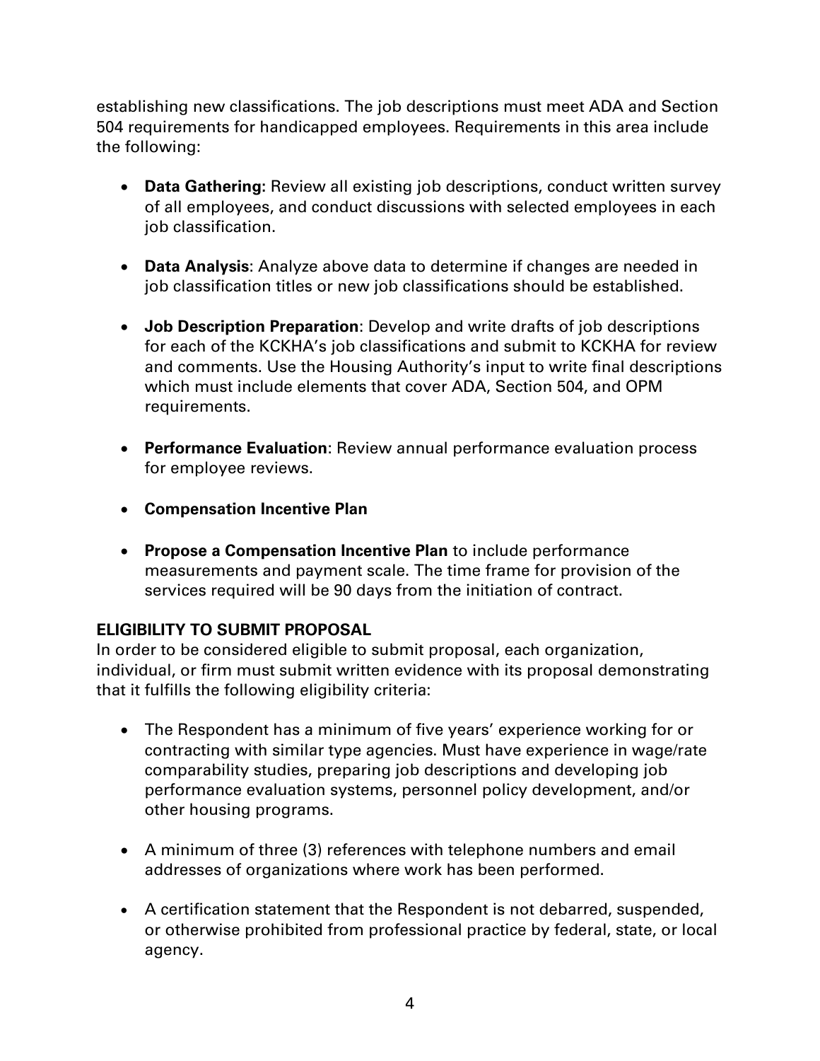establishing new classifications. The job descriptions must meet ADA and Section 504 requirements for handicapped employees. Requirements in this area include the following:

- **Data Gathering**: Review all existing job descriptions, conduct written survey of all employees, and conduct discussions with selected employees in each job classification.
- **Data Analysis**: Analyze above data to determine if changes are needed in job classification titles or new job classifications should be established.
- **Job Description Preparation**: Develop and write drafts of job descriptions for each of the KCKHA's job classifications and submit to KCKHA for review and comments. Use the Housing Authority's input to write final descriptions which must include elements that cover ADA, Section 504, and OPM requirements.
- **Performance Evaluation**: Review annual performance evaluation process for employee reviews.
- **Compensation Incentive Plan**
- **Propose a Compensation Incentive Plan** to include performance measurements and payment scale. The time frame for provision of the services required will be 90 days from the initiation of contract.

**ELIGIBILITY TO SUBMIT PROPOSAL**

In order to be considered eligible to submit proposal, each organization, individual, or firm must submit written evidence with its proposal demonstrating that it fulfills the following eligibility criteria:

- The Respondent has a minimum of five years' experience working for or contracting with similar type agencies. Must have experience in wage/rate comparability studies, preparing job descriptions and developing job performance evaluation systems, personnel policy development, and/or other housing programs.
- A minimum of three (3) references with telephone numbers and email addresses of organizations where work has been performed.
- A certification statement that the Respondent is not debarred, suspended, or otherwise prohibited from professional practice by federal, state, or local agency.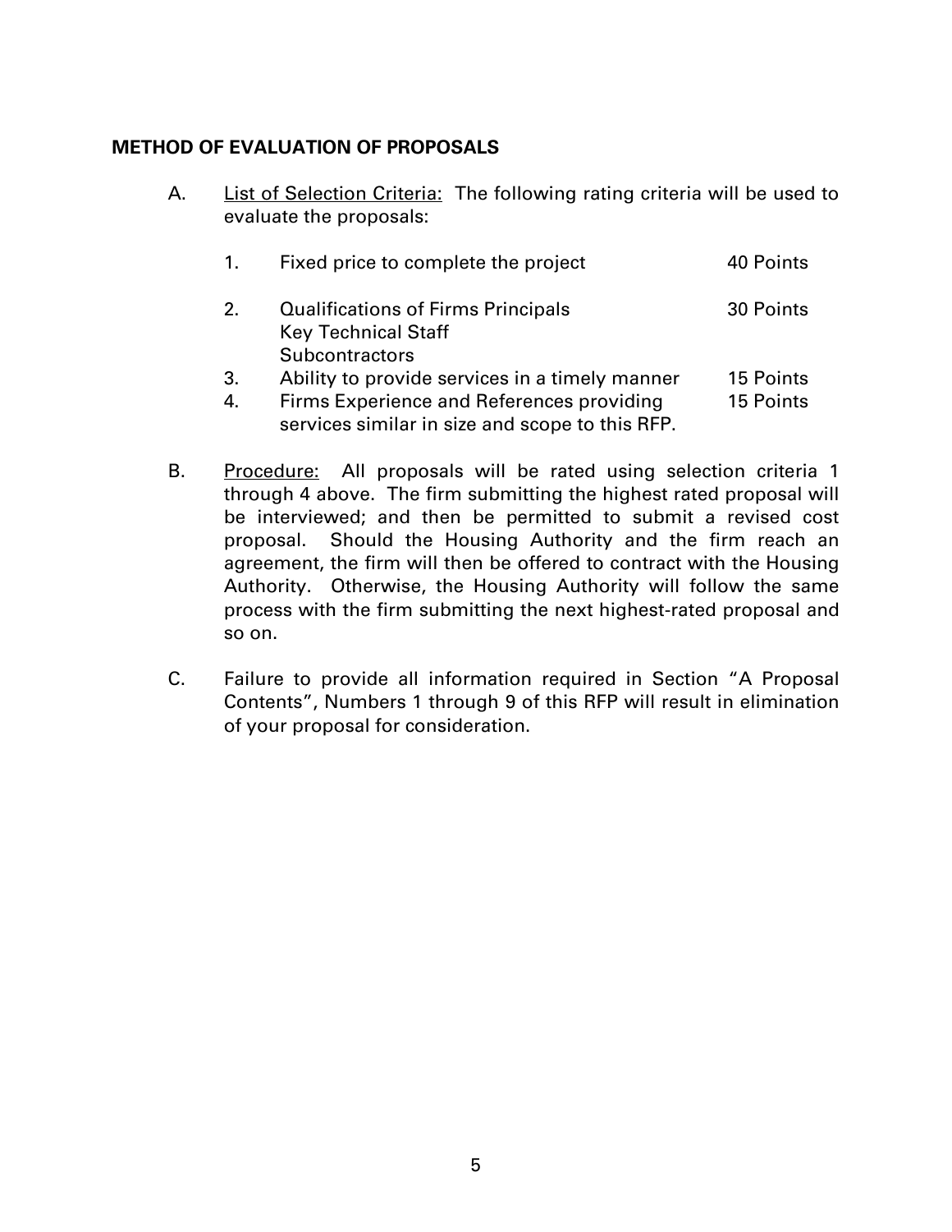## METHOD OF EVALUATION OF PROPOSALS

A. List of Selection Criteria: The following rating criteria will be used to evaluate the proposals:

| | | |
|---|---|---|
| 1. | Fixed price to complete the project | 40 Points |
| 2. | Qualifications of Firms Principals<br>Key Technical Staff<br>Subcontractors | 30 Points |
| 3. | Ability to provide services in a timely manner | 15 Points |
| 4. | Firms Experience and References providing services similar in size and scope to this RFP. | 15 Points |

B. Procedure: All proposals will be rated using selection criteria 1 through 4 above. The firm submitting the highest rated proposal will be interviewed; and then be permitted to submit a revised cost proposal. Should the Housing Authority and the firm reach an agreement, the firm will then be offered to contract with the Housing Authority. Otherwise, the Housing Authority will follow the same process with the firm submitting the next highest-rated proposal and so on.

C. Failure to provide all information required in Section "A Proposal Contents", Numbers 1 through 9 of this RFP will result in elimination of your proposal for consideration.